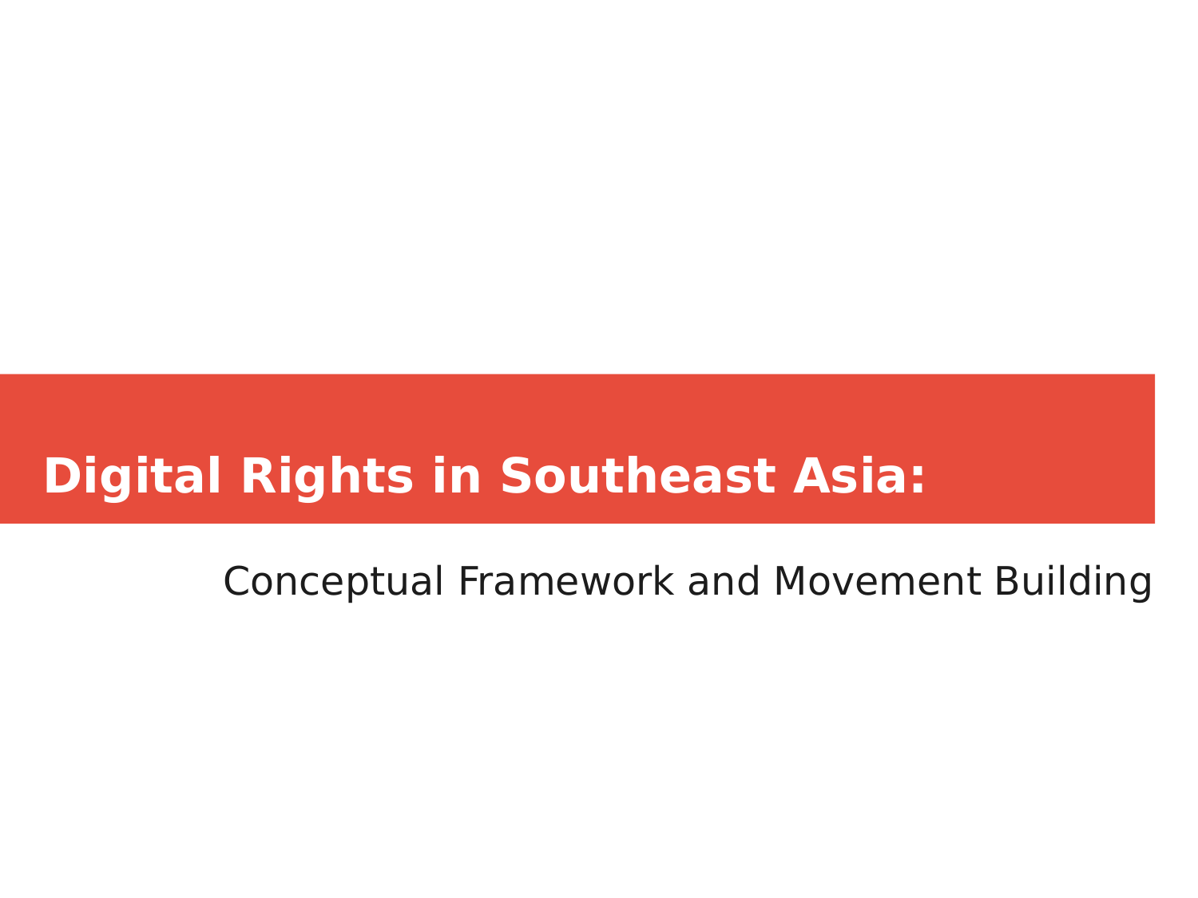# Digital Rights in Southeast Asia:

Conceptual Framework and Movement Building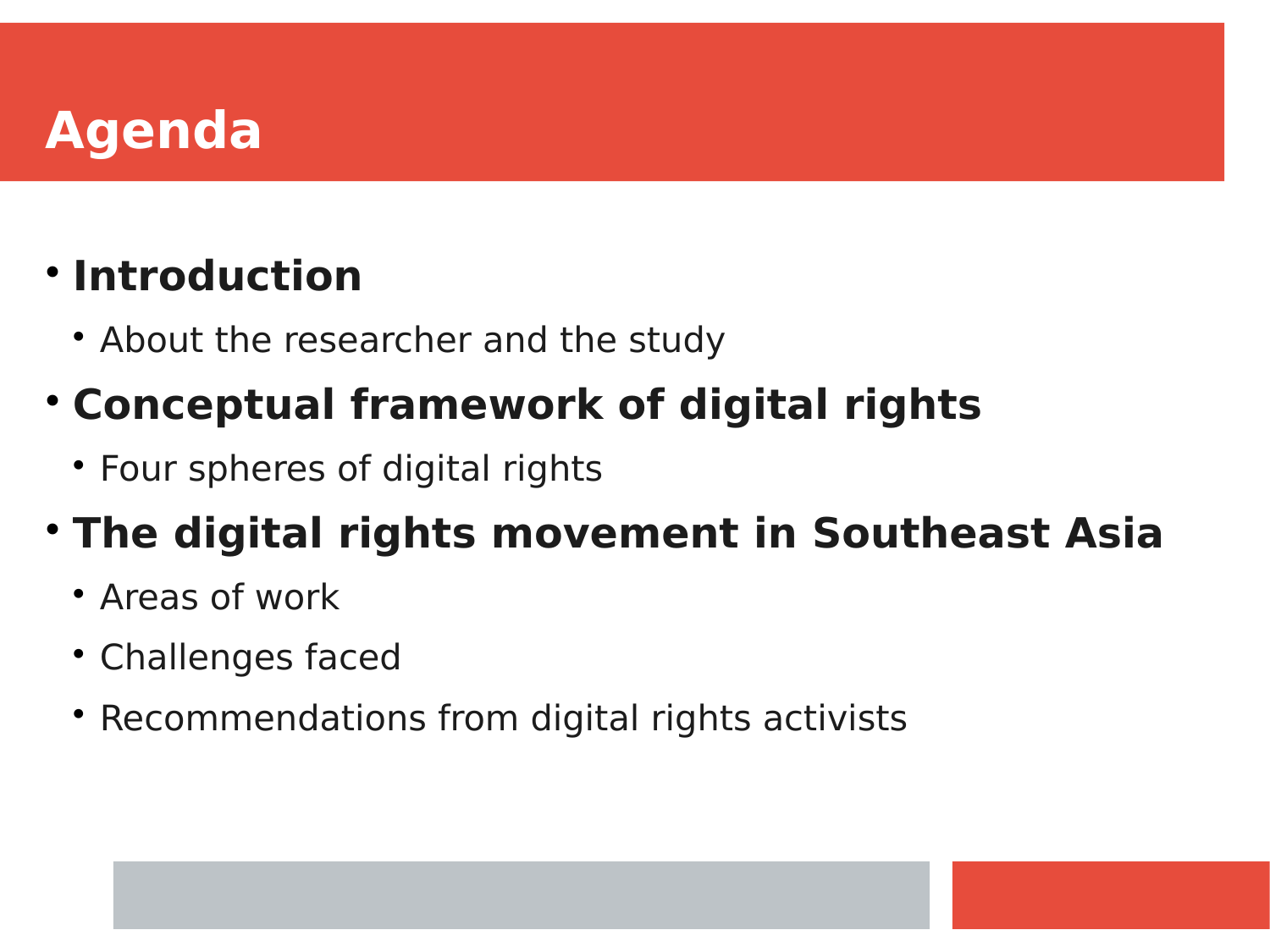# Agenda

- **Introduction**
  - About the researcher and the study
- **Conceptual framework of digital rights**
  - Four spheres of digital rights
- **The digital rights movement in Southeast Asia**
  - Areas of work
  - Challenges faced
  - Recommendations from digital rights activists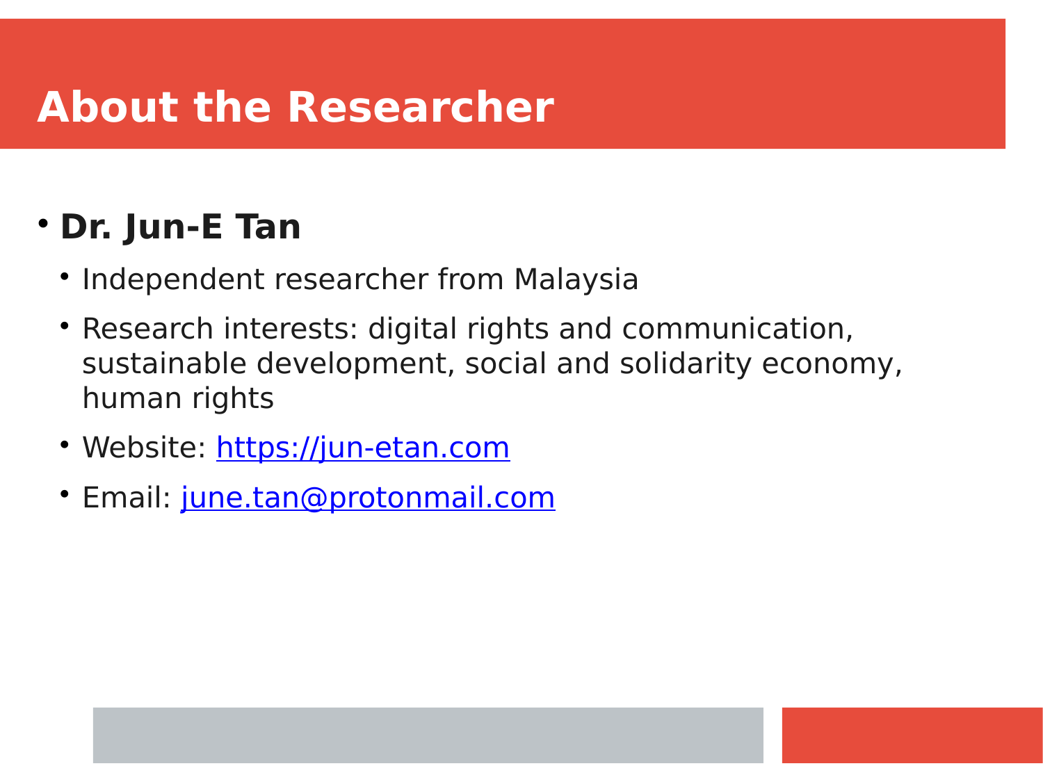# About the Researcher

- **Dr. Jun-E Tan**
  - Independent researcher from Malaysia
  - Research interests: digital rights and communication, sustainable development, social and solidarity economy, human rights
  - Website: [https://jun-etan.com](https://jun-etan.com)
  - Email: [june.tan@protonmail.com](mailto:june.tan@protonmail.com)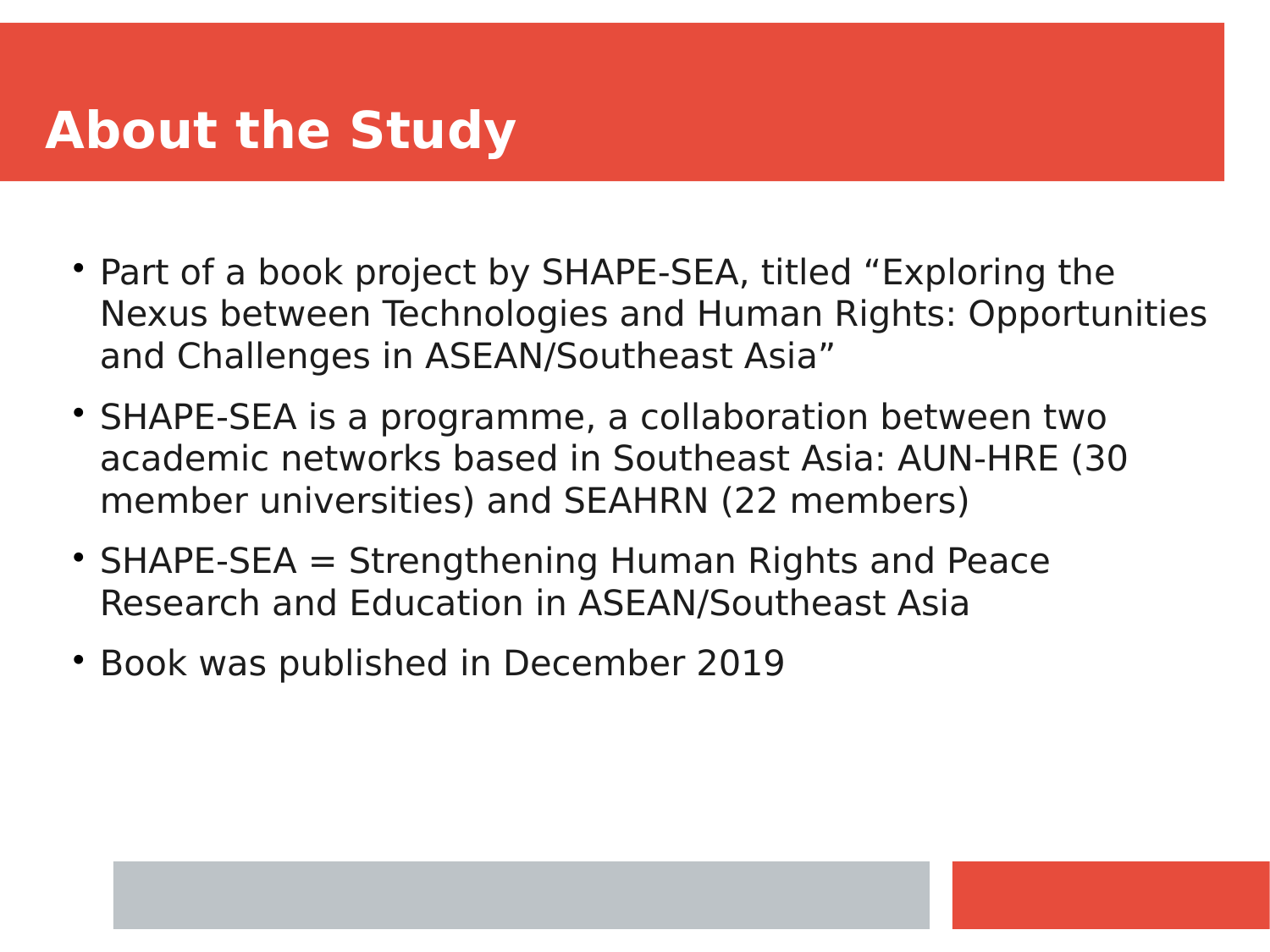# About the Study

- Part of a book project by SHAPE-SEA, titled “Exploring the Nexus between Technologies and Human Rights: Opportunities and Challenges in ASEAN/Southeast Asia”
- SHAPE-SEA is a programme, a collaboration between two academic networks based in Southeast Asia: AUN-HRE (30 member universities) and SEAHRN (22 members)
- SHAPE-SEA = Strengthening Human Rights and Peace Research and Education in ASEAN/Southeast Asia
- Book was published in December 2019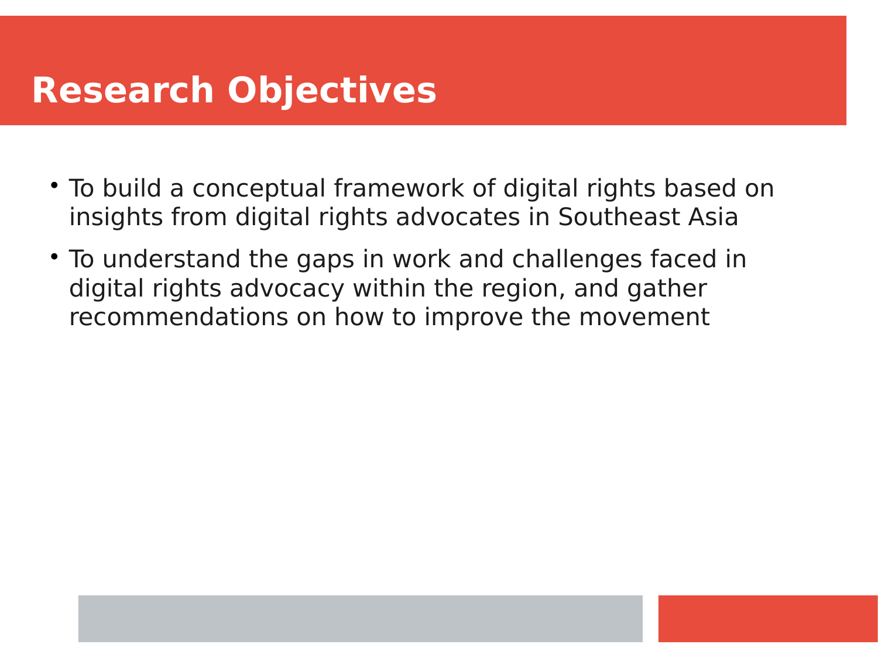# Research Objectives

- To build a conceptual framework of digital rights based on insights from digital rights advocates in Southeast Asia
- To understand the gaps in work and challenges faced in digital rights advocacy within the region, and gather recommendations on how to improve the movement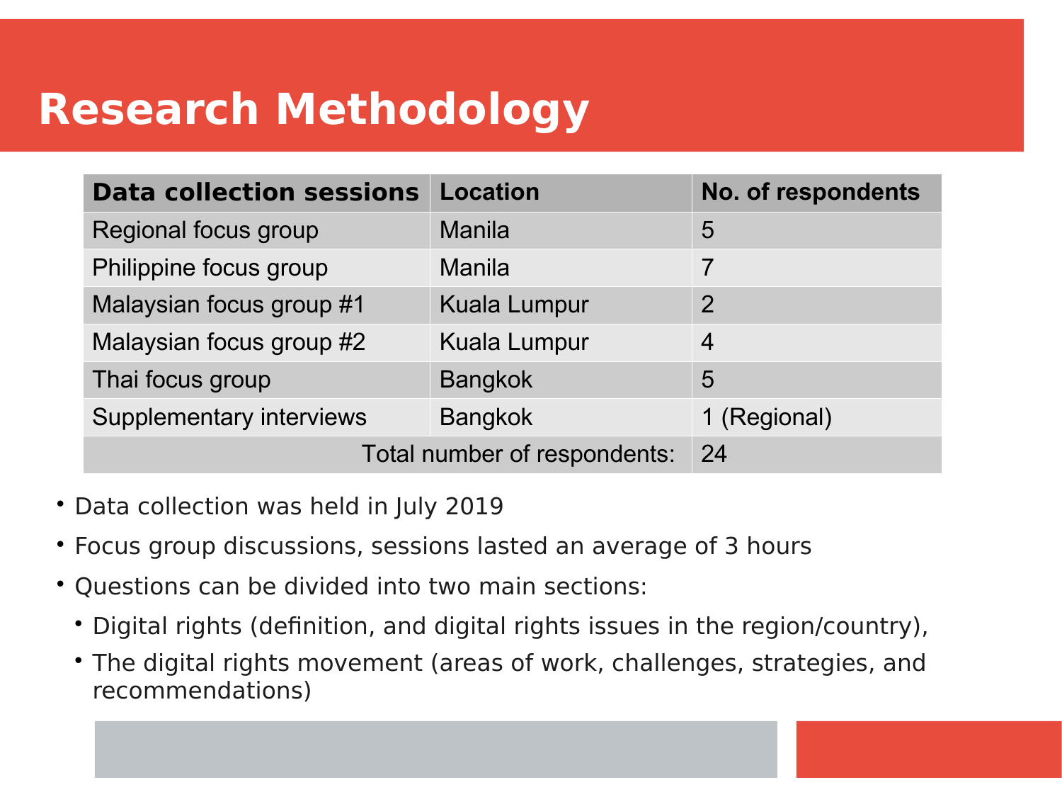# Research Methodology

| Data collection sessions | Location | No. of respondents |
|---|---|---|
| Regional focus group | Manila | 5 |
| Philippine focus group | Manila | 7 |
| Malaysian focus group #1 | Kuala Lumpur | 2 |
| Malaysian focus group #2 | Kuala Lumpur | 4 |
| Thai focus group | Bangkok | 5 |
| Supplementary interviews | Bangkok | 1 (Regional) |
| Total number of respondents: | | 24 |

- Data collection was held in July 2019
- Focus group discussions, sessions lasted an average of 3 hours
- Questions can be divided into two main sections:
  - Digital rights (definition, and digital rights issues in the region/country),
  - The digital rights movement (areas of work, challenges, strategies, and recommendations)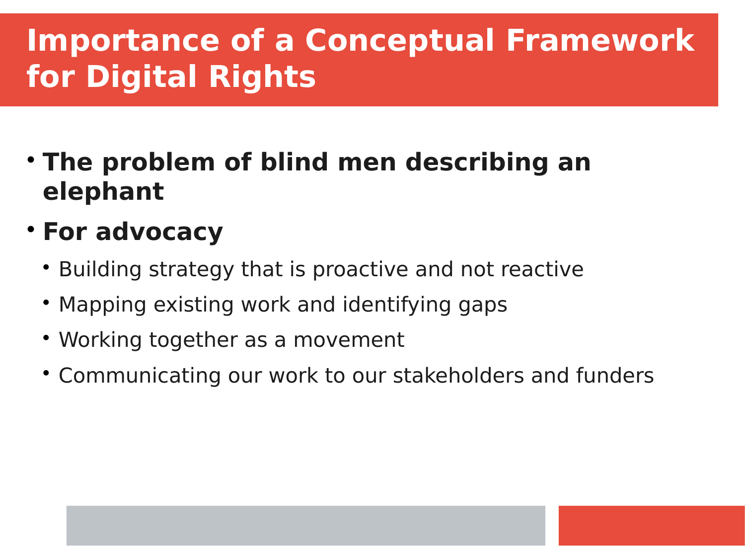# Importance of a Conceptual Framework for Digital Rights

- **The problem of blind men describing an elephant**
- **For advocacy**
  - Building strategy that is proactive and not reactive
  - Mapping existing work and identifying gaps
  - Working together as a movement
  - Communicating our work to our stakeholders and funders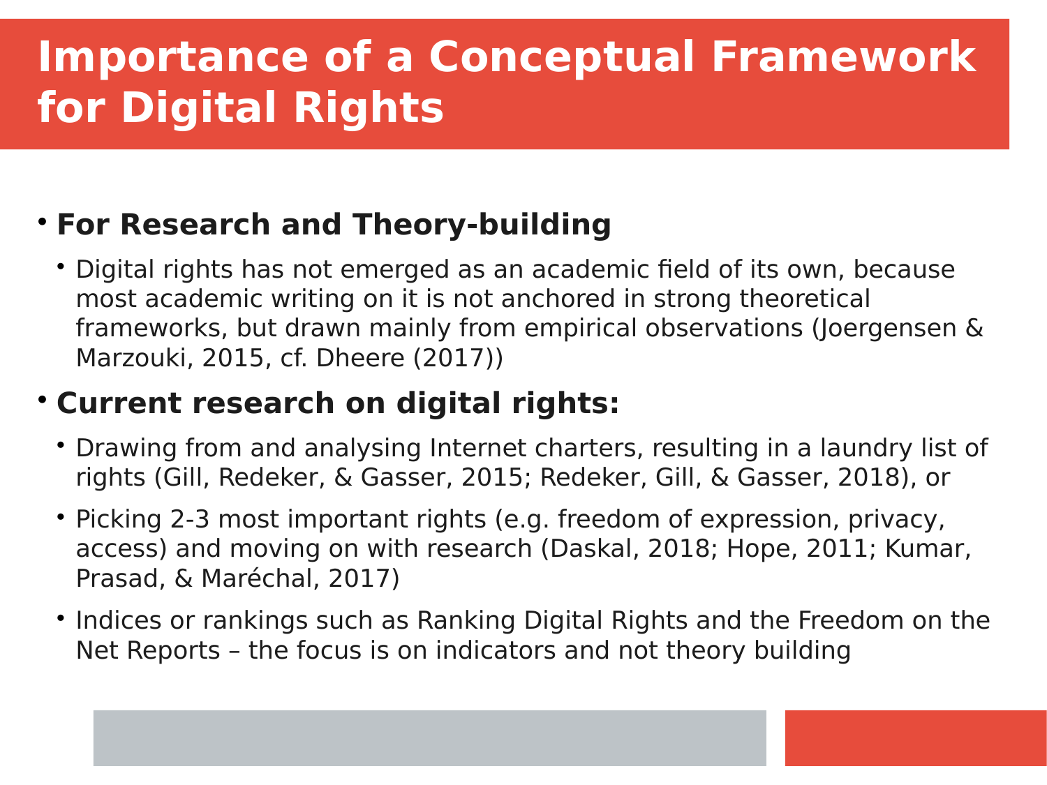# Importance of a Conceptual Framework for Digital Rights

- **For Research and Theory-building**
  - Digital rights has not emerged as an academic field of its own, because most academic writing on it is not anchored in strong theoretical frameworks, but drawn mainly from empirical observations (Joergensen & Marzouki, 2015, cf. Dheere (2017))
- **Current research on digital rights:**
  - Drawing from and analysing Internet charters, resulting in a laundry list of rights (Gill, Redeker, & Gasser, 2015; Redeker, Gill, & Gasser, 2018), or
  - Picking 2-3 most important rights (e.g. freedom of expression, privacy, access) and moving on with research (Daskal, 2018; Hope, 2011; Kumar, Prasad, & Maréchal, 2017)
  - Indices or rankings such as Ranking Digital Rights and the Freedom on the Net Reports – the focus is on indicators and not theory building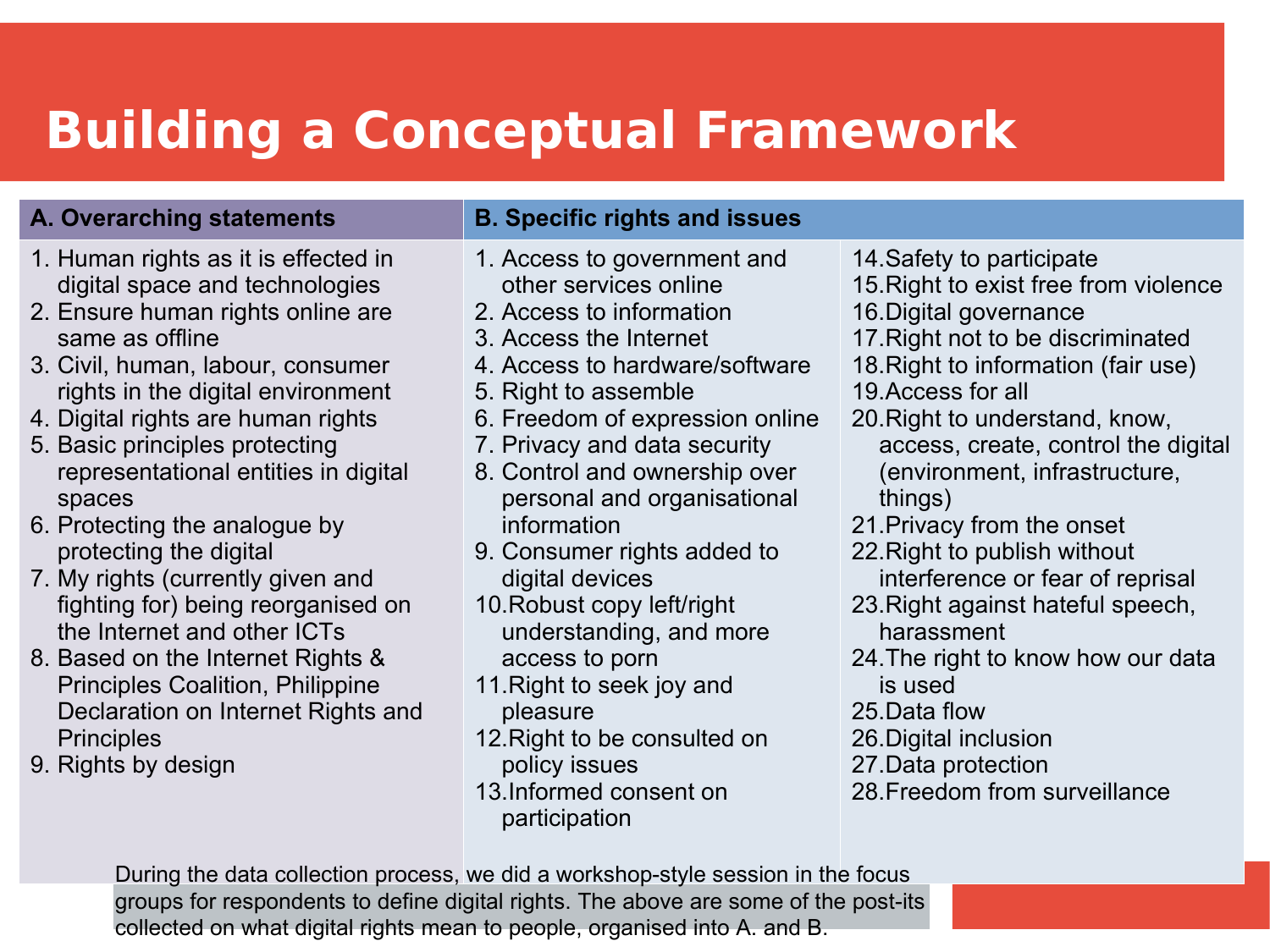# Building a Conceptual Framework

| A. Overarching statements | B. Specific rights and issues | |
|---|---|---|
| 1. Human rights as it is effected in digital space and technologies<br>2. Ensure human rights online are same as offline<br>3. Civil, human, labour, consumer rights in the digital environment<br>4. Digital rights are human rights<br>5. Basic principles protecting representational entities in digital spaces<br>6. Protecting the analogue by protecting the digital<br>7. My rights (currently given and fighting for) being reorganised on the Internet and other ICTs<br>8. Based on the Internet Rights & Principles Coalition, Philippine Declaration on Internet Rights and Principles<br>9. Rights by design | 1. Access to government and other services online<br>2. Access to information<br>3. Access the Internet<br>4. Access to hardware/software<br>5. Right to assemble<br>6. Freedom of expression online<br>7. Privacy and data security<br>8. Control and ownership over personal and organisational information<br>9. Consumer rights added to digital devices<br>10. Robust copy left/right understanding, and more access to porn<br>11. Right to seek joy and pleasure<br>12. Right to be consulted on policy issues<br>13. Informed consent on participation | 14. Safety to participate<br>15. Right to exist free from violence<br>16. Digital governance<br>17. Right not to be discriminated<br>18. Right to information (fair use)<br>19. Access for all<br>20. Right to understand, know, access, create, control the digital (environment, infrastructure, things)<br>21. Privacy from the onset<br>22. Right to publish without interference or fear of reprisal<br>23. Right against hateful speech, harassment<br>24. The right to know how our data is used<br>25. Data flow<br>26. Digital inclusion<br>27. Data protection<br>28. Freedom from surveillance |

During the data collection process, we did a workshop-style session in the focus groups for respondents to define digital rights. The above are some of the post-its collected on what digital rights mean to people, organised into A. and B.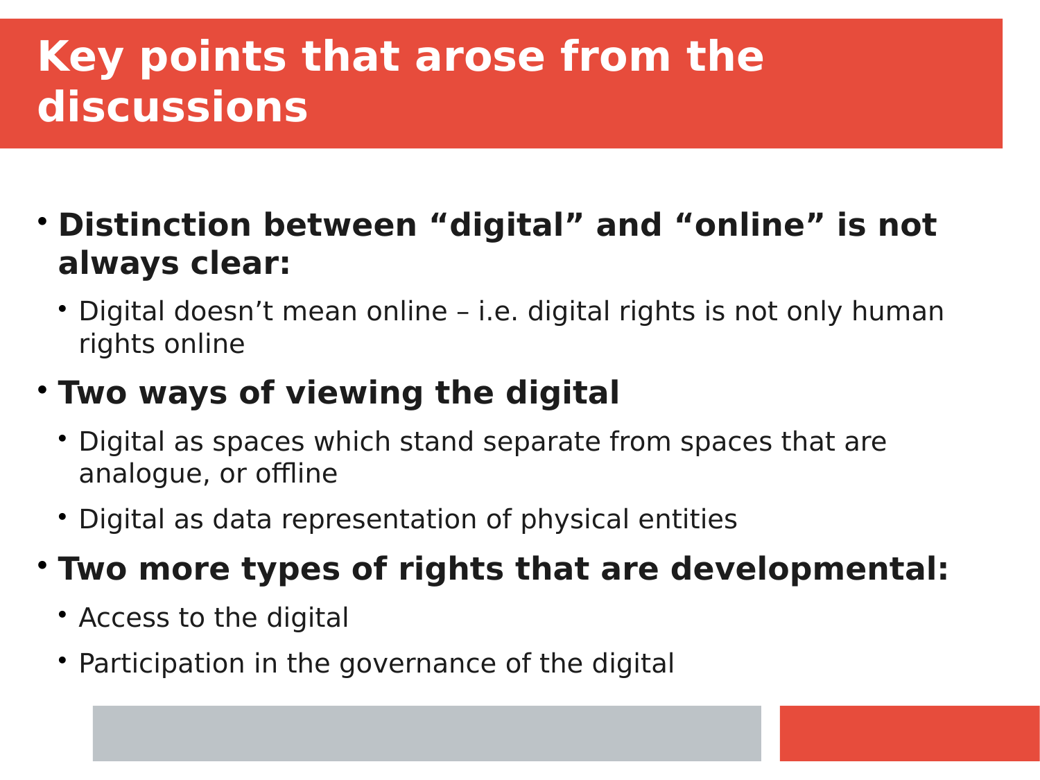# Key points that arose from the discussions

- **Distinction between “digital” and “online” is not always clear:**
  - Digital doesn’t mean online – i.e. digital rights is not only human rights online
- **Two ways of viewing the digital**
  - Digital as spaces which stand separate from spaces that are analogue, or offline
  - Digital as data representation of physical entities
- **Two more types of rights that are developmental:**
  - Access to the digital
  - Participation in the governance of the digital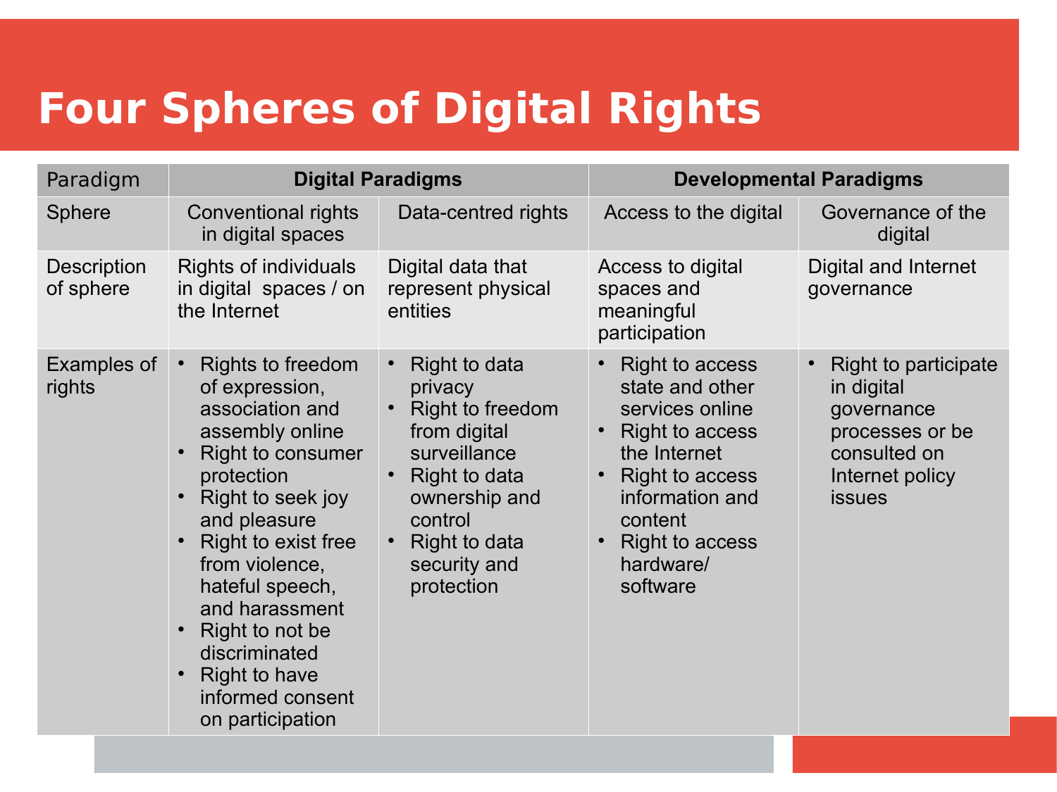# Four Spheres of Digital Rights

| Paradigm | Digital Paradigms | | Developmental Paradigms | |
|---|---|---|---|---|
| Sphere | Conventional rights in digital spaces | Data-centred rights | Access to the digital | Governance of the digital |
| Description of sphere | Rights of individuals in digital spaces / on the Internet | Digital data that represent physical entities | Access to digital spaces and meaningful participation | Digital and Internet governance |
| Examples of rights | • Rights to freedom of expression, association and assembly online<br>• Right to consumer protection<br>• Right to seek joy and pleasure<br>• Right to exist free from violence, hateful speech, and harassment<br>• Right to not be discriminated<br>• Right to have informed consent on participation | • Right to data privacy<br>• Right to freedom from digital surveillance<br>• Right to data ownership and control<br>• Right to data security and protection | • Right to access state and other services online<br>• Right to access the Internet<br>• Right to access information and content<br>• Right to access hardware/ software | • Right to participate in digital governance processes or be consulted on Internet policy issues |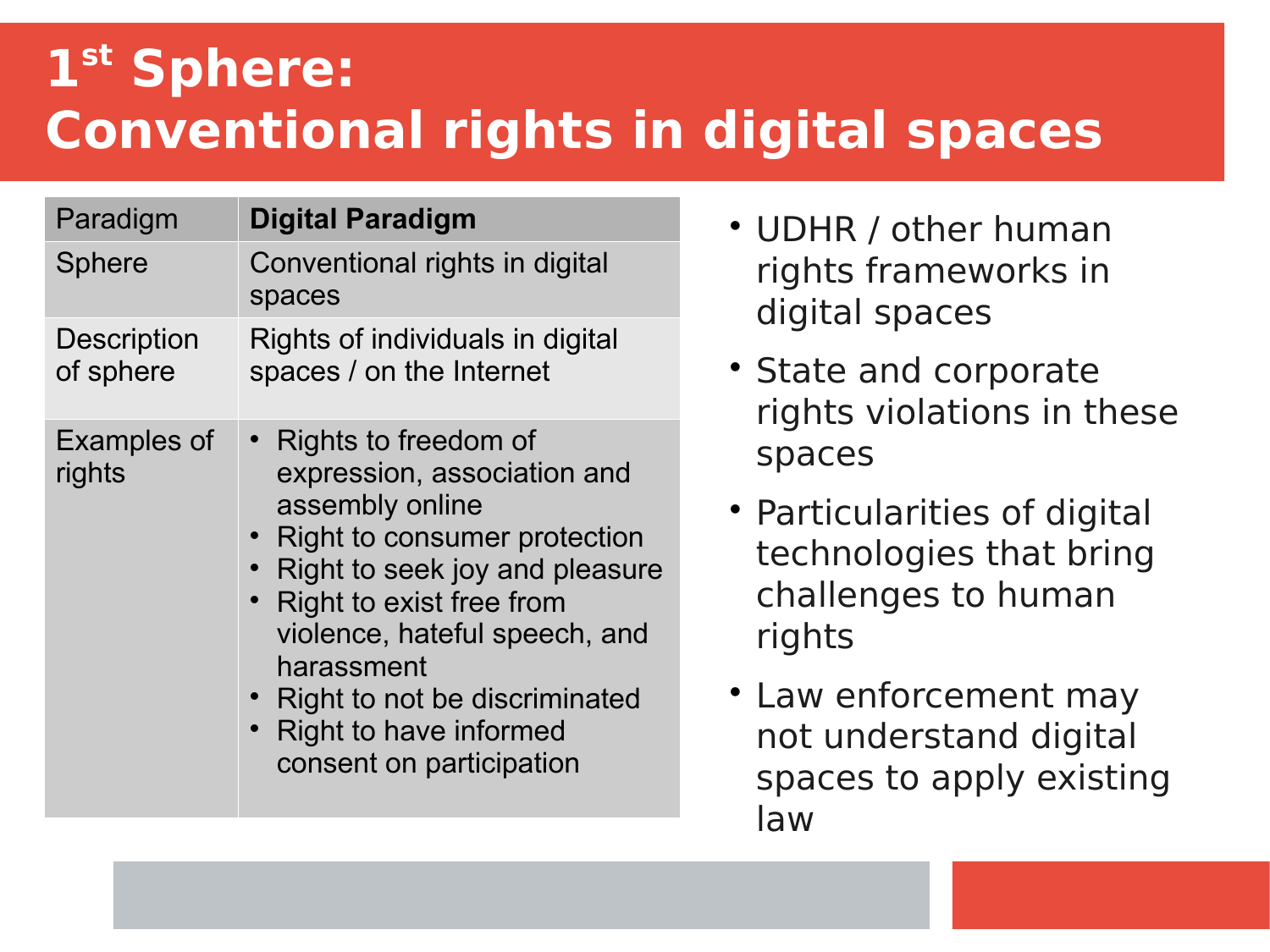# 1[st] Sphere: Conventional rights in digital spaces

| Paradigm | **Digital Paradigm** |
| --- | --- |
| Sphere | Conventional rights in digital spaces |
| Description of sphere | Rights of individuals in digital spaces / on the Internet |
| Examples of rights | • Rights to freedom of expression, association and assembly online<br>• Right to consumer protection<br>• Right to seek joy and pleasure<br>• Right to exist free from violence, hateful speech, and harassment<br>• Right to not be discriminated<br>• Right to have informed consent on participation |

- UDHR / other human rights frameworks in digital spaces
- State and corporate rights violations in these spaces
- Particularities of digital technologies that bring challenges to human rights
- Law enforcement may not understand digital spaces to apply existing law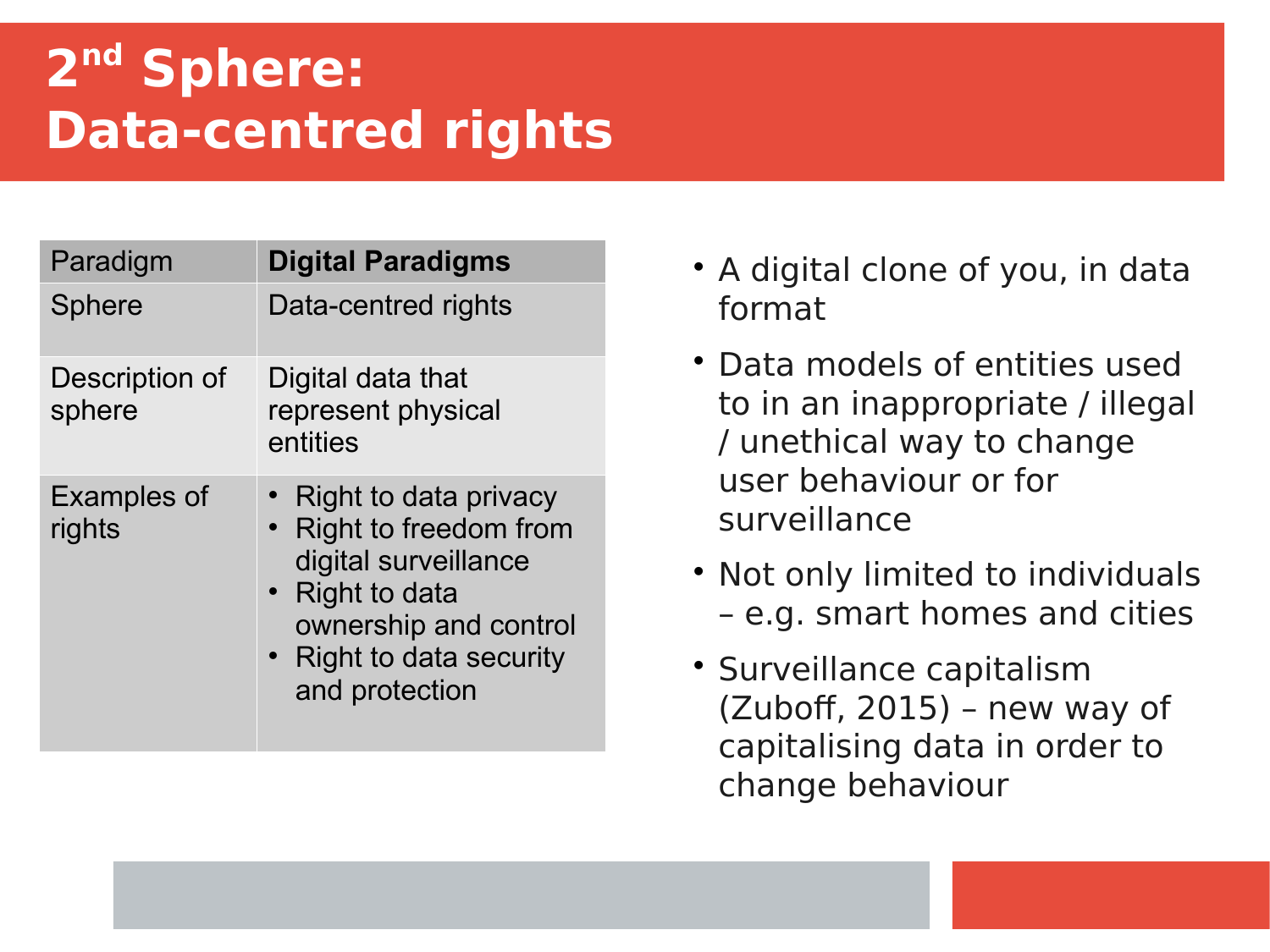# 2nd Sphere: Data-centred rights

| Paradigm | **Digital Paradigms** |
|---|---|
| Sphere | Data-centred rights |
| Description of sphere | Digital data that represent physical entities |
| Examples of rights | • Right to data privacy<br>• Right to freedom from digital surveillance<br>• Right to data ownership and control<br>• Right to data security and protection |

- A digital clone of you, in data format
- Data models of entities used to in an inappropriate / illegal / unethical way to change user behaviour or for surveillance
- Not only limited to individuals – e.g. smart homes and cities
- Surveillance capitalism (Zuboff, 2015) – new way of capitalising data in order to change behaviour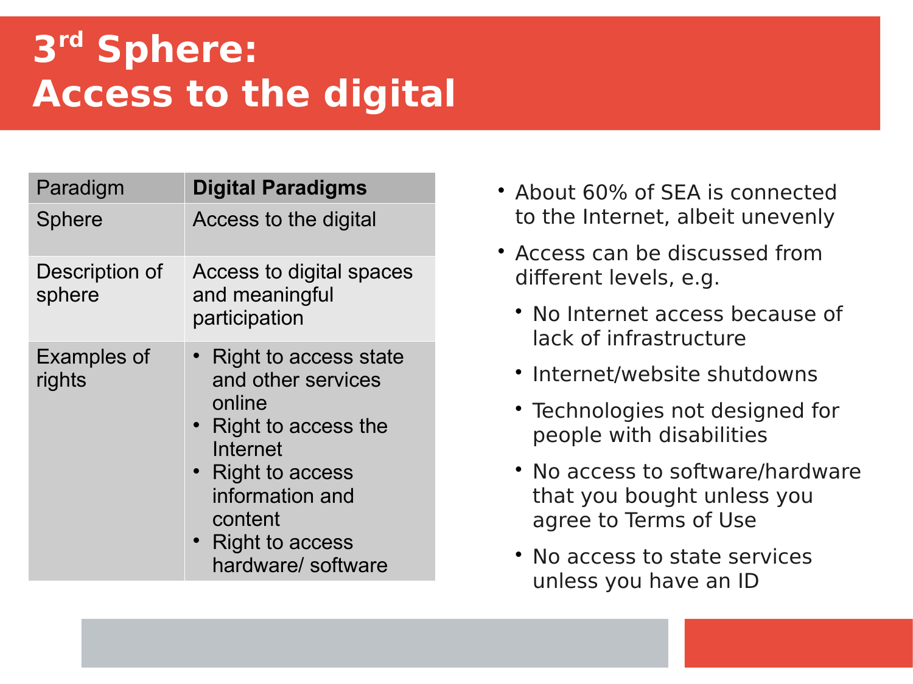# 3rd Sphere: Access to the digital

| Paradigm | **Digital Paradigms** |
|---|---|
| Sphere | Access to the digital |
| Description of sphere | Access to digital spaces and meaningful participation |
| Examples of rights | • Right to access state and other services online<br>• Right to access the Internet<br>• Right to access information and content<br>• Right to access hardware/ software |

- About 60% of SEA is connected to the Internet, albeit unevenly
- Access can be discussed from different levels, e.g.
  - No Internet access because of lack of infrastructure
  - Internet/website shutdowns
  - Technologies not designed for people with disabilities
  - No access to software/hardware that you bought unless you agree to Terms of Use
  - No access to state services unless you have an ID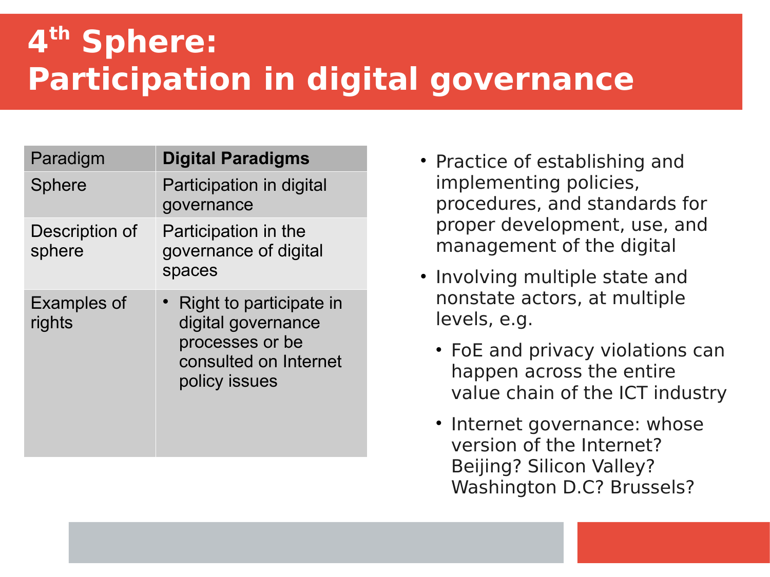# 4th Sphere: Participation in digital governance

| Paradigm | **Digital Paradigms** |
| --- | --- |
| Sphere | Participation in digital governance |
| Description of sphere | Participation in the governance of digital spaces |
| Examples of rights | • Right to participate in digital governance processes or be consulted on Internet policy issues |

- Practice of establishing and implementing policies, procedures, and standards for proper development, use, and management of the digital
- Involving multiple state and nonstate actors, at multiple levels, e.g.
  - FoE and privacy violations can happen across the entire value chain of the ICT industry
  - Internet governance: whose version of the Internet? Beijing? Silicon Valley? Washington D.C? Brussels?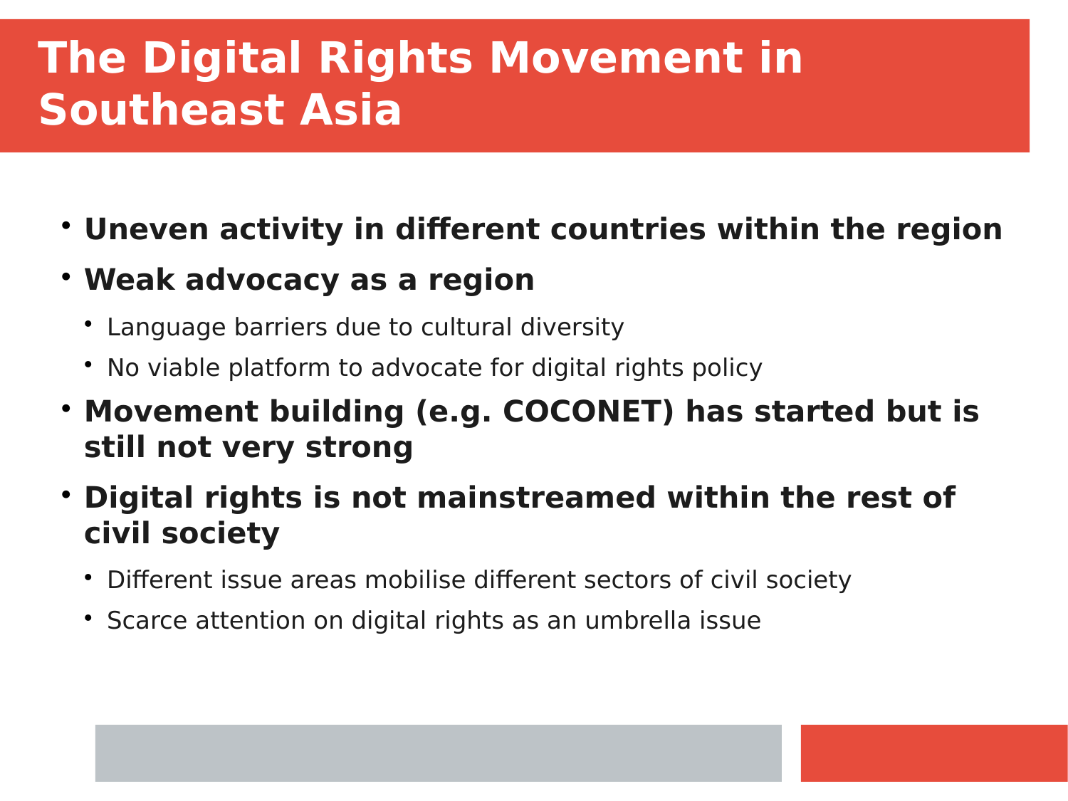# The Digital Rights Movement in Southeast Asia

- **Uneven activity in different countries within the region**
- **Weak advocacy as a region**
  - Language barriers due to cultural diversity
  - No viable platform to advocate for digital rights policy
- **Movement building (e.g. COCONET) has started but is still not very strong**
- **Digital rights is not mainstreamed within the rest of civil society**
  - Different issue areas mobilise different sectors of civil society
  - Scarce attention on digital rights as an umbrella issue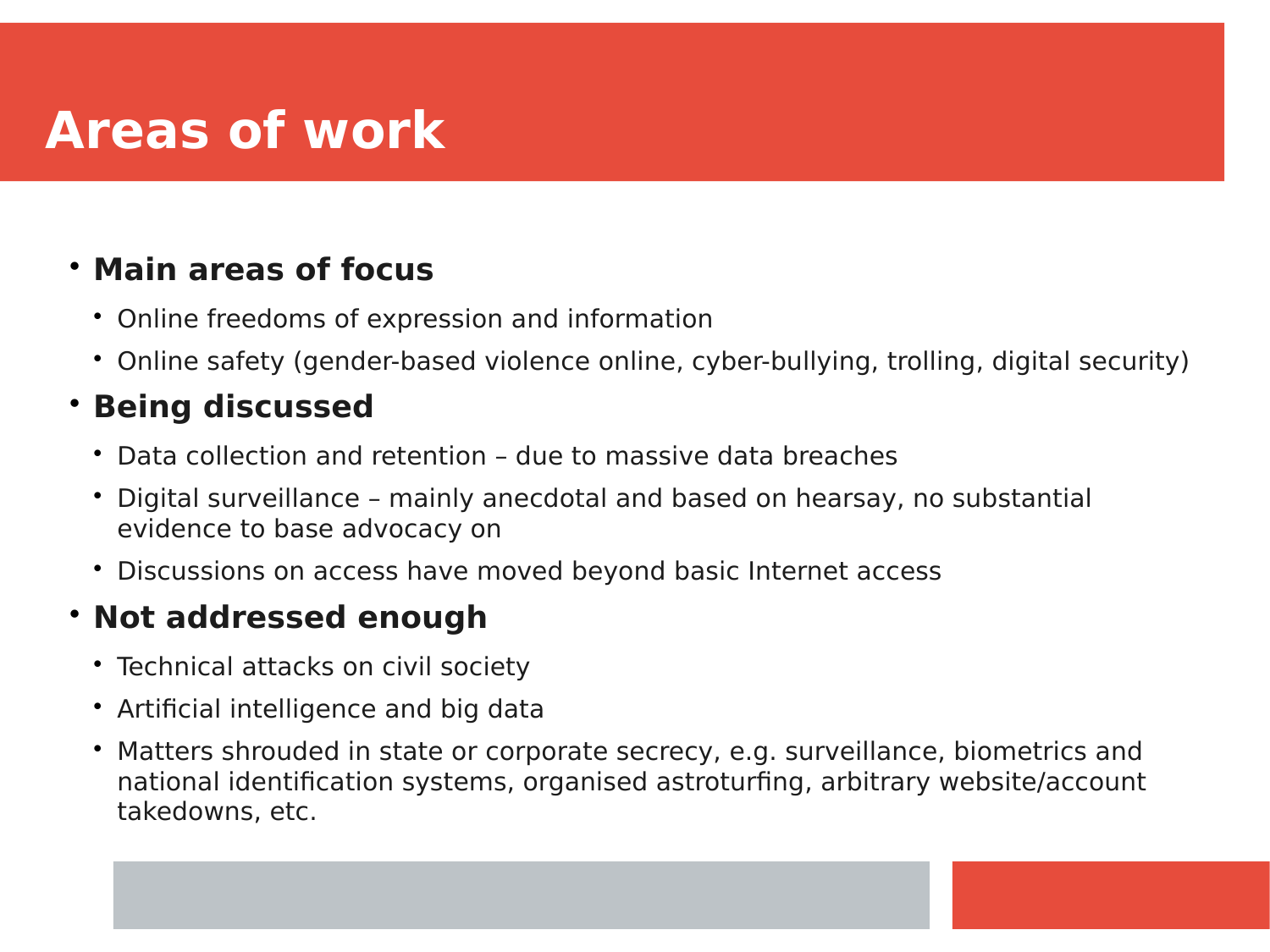# Areas of work

- **Main areas of focus**
  - Online freedoms of expression and information
  - Online safety (gender-based violence online, cyber-bullying, trolling, digital security)
- **Being discussed**
  - Data collection and retention – due to massive data breaches
  - Digital surveillance – mainly anecdotal and based on hearsay, no substantial evidence to base advocacy on
  - Discussions on access have moved beyond basic Internet access
- **Not addressed enough**
  - Technical attacks on civil society
  - Artificial intelligence and big data
  - Matters shrouded in state or corporate secrecy, e.g. surveillance, biometrics and national identification systems, organised astroturfing, arbitrary website/account takedowns, etc.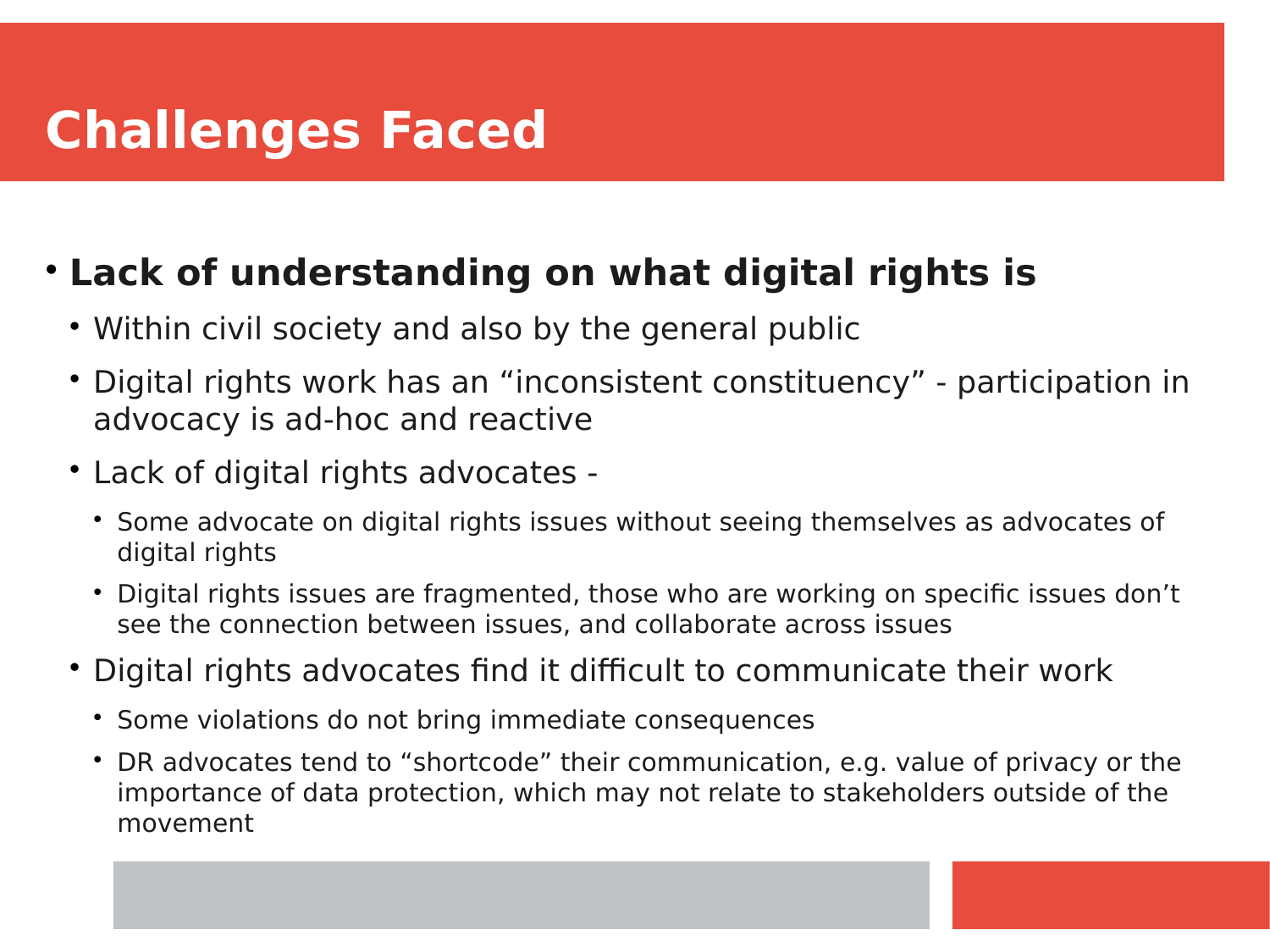# Challenges Faced

- **Lack of understanding on what digital rights is**
  - Within civil society and also by the general public
  - Digital rights work has an “inconsistent constituency” - participation in advocacy is ad-hoc and reactive
  - Lack of digital rights advocates -
    - Some advocate on digital rights issues without seeing themselves as advocates of digital rights
    - Digital rights issues are fragmented, those who are working on specific issues don’t see the connection between issues, and collaborate across issues
  - Digital rights advocates find it difficult to communicate their work
    - Some violations do not bring immediate consequences
    - DR advocates tend to “shortcode” their communication, e.g. value of privacy or the importance of data protection, which may not relate to stakeholders outside of the movement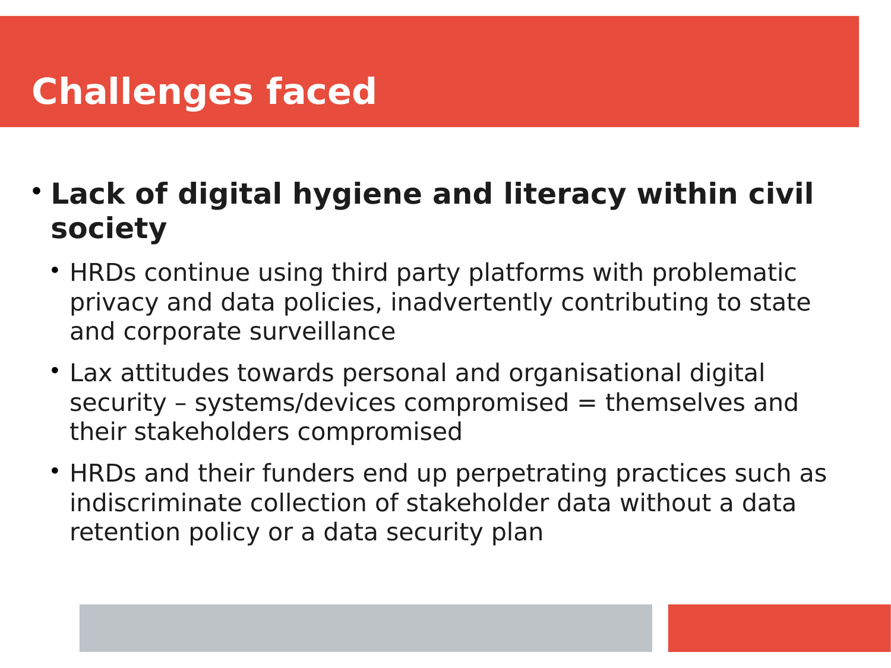# Challenges faced

- **Lack of digital hygiene and literacy within civil society**
  - HRDs continue using third party platforms with problematic privacy and data policies, inadvertently contributing to state and corporate surveillance
  - Lax attitudes towards personal and organisational digital security – systems/devices compromised = themselves and their stakeholders compromised
  - HRDs and their funders end up perpetrating practices such as indiscriminate collection of stakeholder data without a data retention policy or a data security plan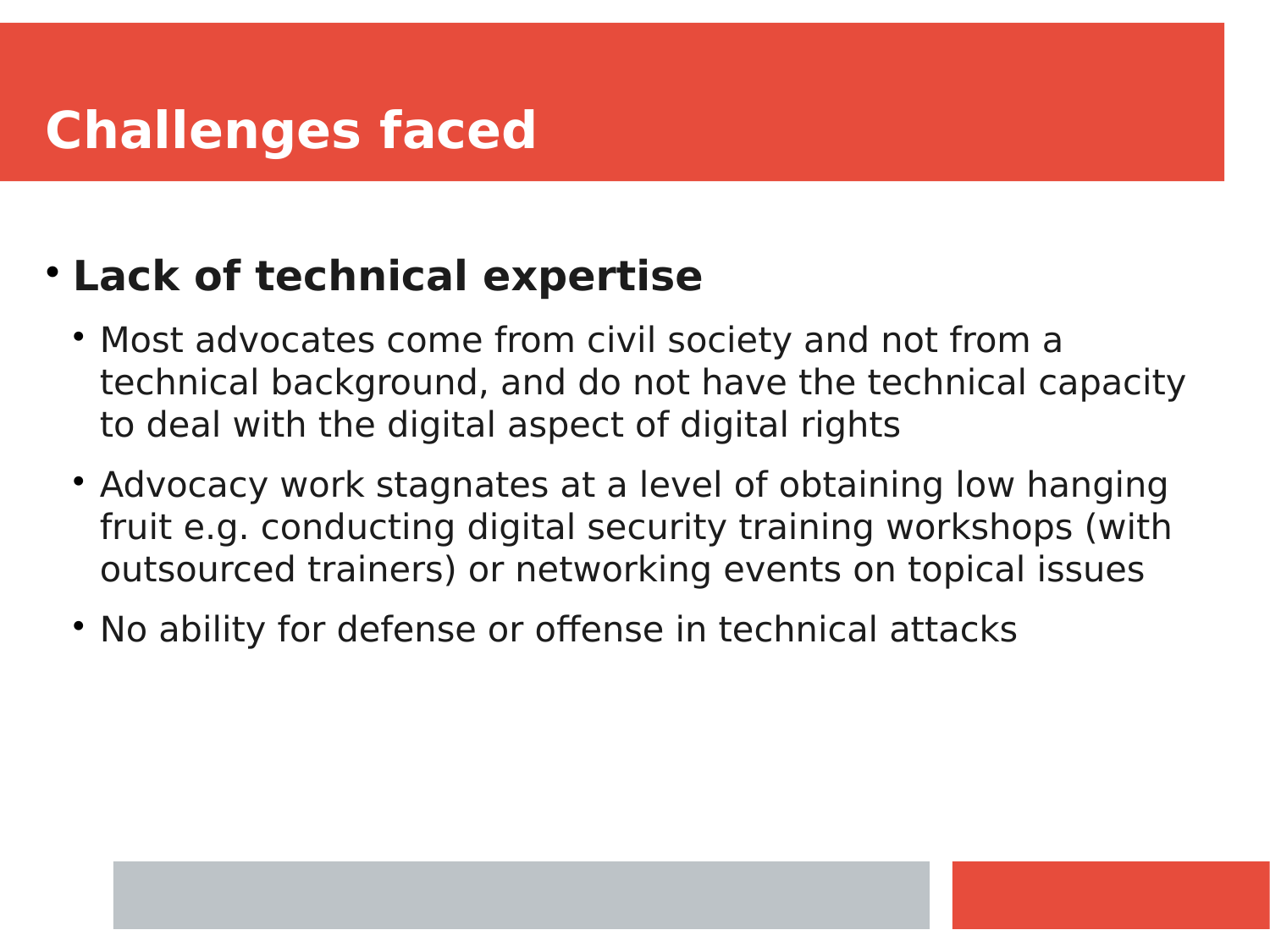# Challenges faced

- **Lack of technical expertise**
  - Most advocates come from civil society and not from a technical background, and do not have the technical capacity to deal with the digital aspect of digital rights
  - Advocacy work stagnates at a level of obtaining low hanging fruit e.g. conducting digital security training workshops (with outsourced trainers) or networking events on topical issues
  - No ability for defense or offense in technical attacks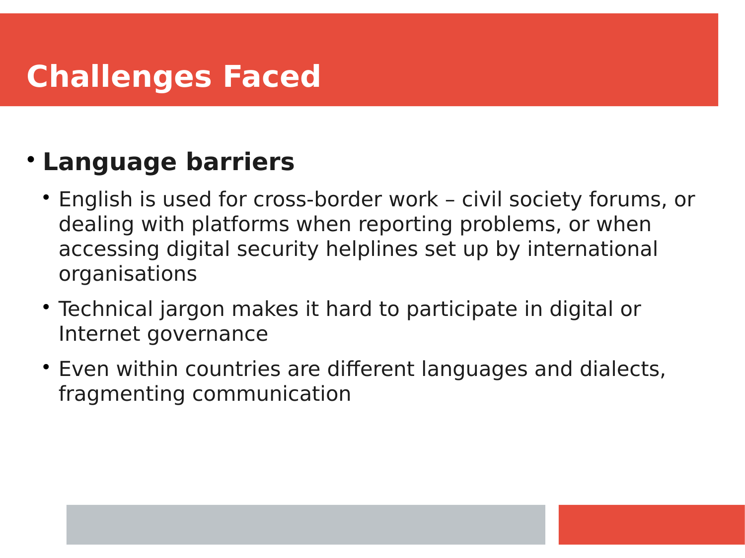# Challenges Faced

- **Language barriers**
  - English is used for cross-border work – civil society forums, or dealing with platforms when reporting problems, or when accessing digital security helplines set up by international organisations
  - Technical jargon makes it hard to participate in digital or Internet governance
  - Even within countries are different languages and dialects, fragmenting communication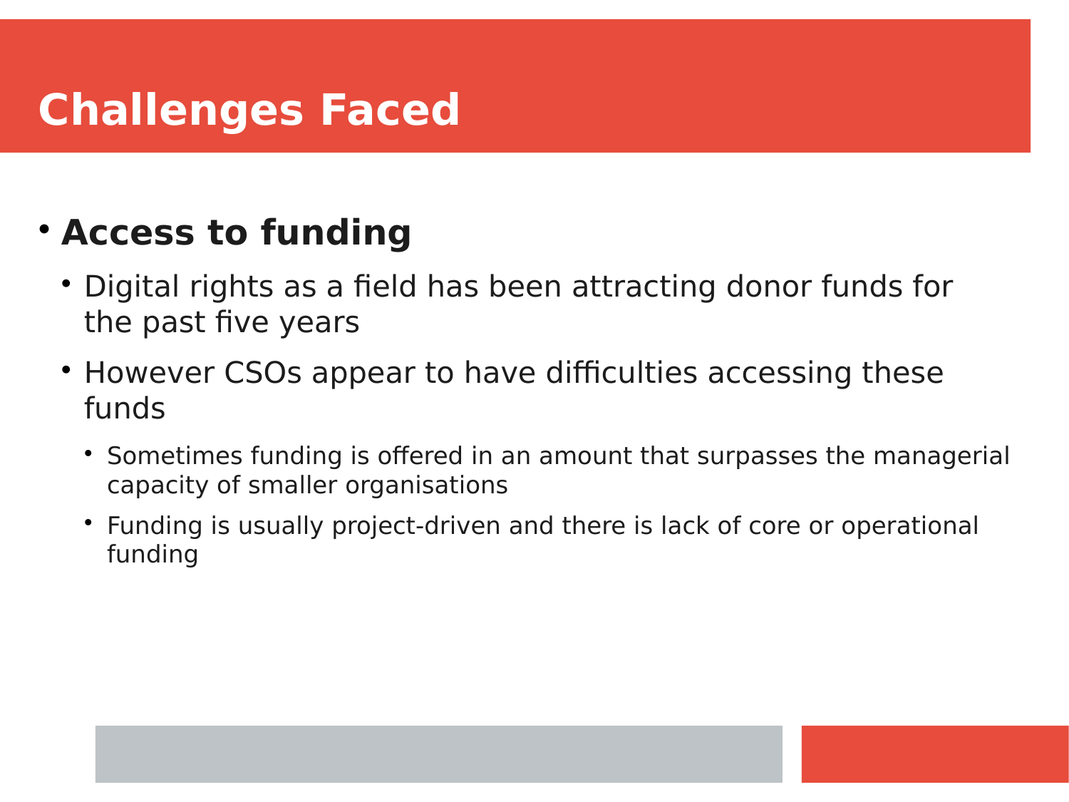# Challenges Faced

- **Access to funding**
  - Digital rights as a field has been attracting donor funds for the past five years
  - However CSOs appear to have difficulties accessing these funds
    - Sometimes funding is offered in an amount that surpasses the managerial capacity of smaller organisations
    - Funding is usually project-driven and there is lack of core or operational funding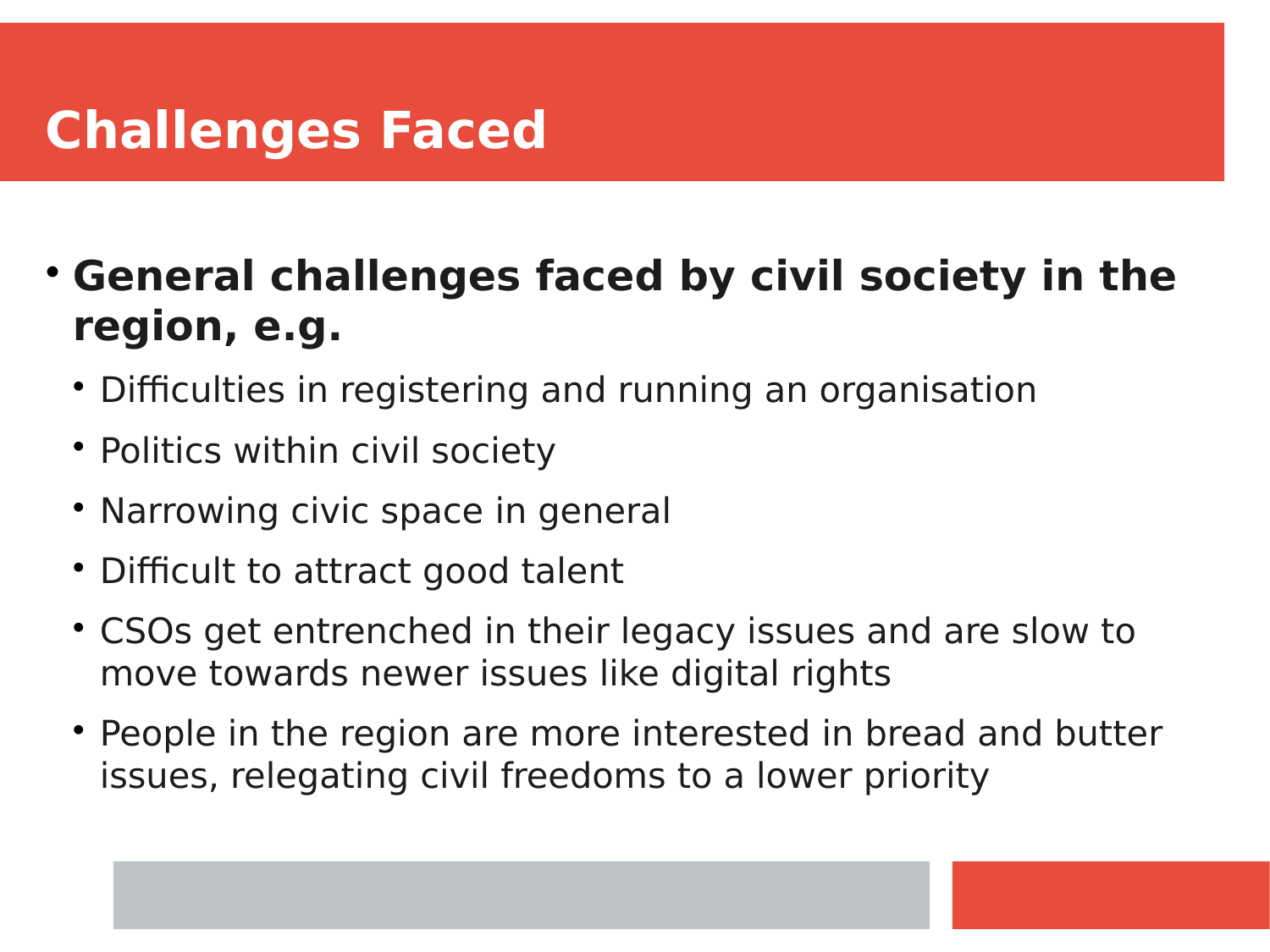# Challenges Faced

- **General challenges faced by civil society in the region, e.g.**
  - Difficulties in registering and running an organisation
  - Politics within civil society
  - Narrowing civic space in general
  - Difficult to attract good talent
  - CSOs get entrenched in their legacy issues and are slow to move towards newer issues like digital rights
  - People in the region are more interested in bread and butter issues, relegating civil freedoms to a lower priority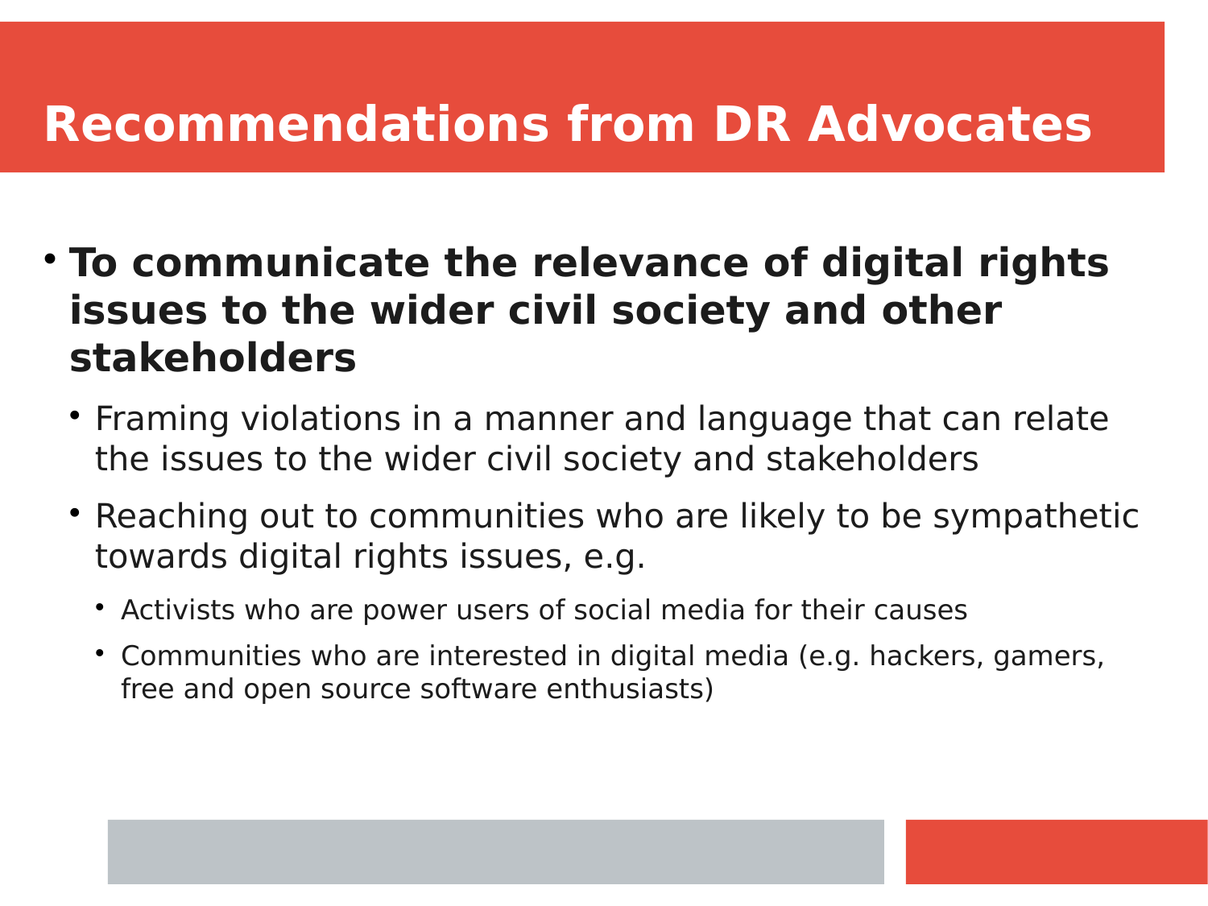# Recommendations from DR Advocates

- **To communicate the relevance of digital rights issues to the wider civil society and other stakeholders**
  - Framing violations in a manner and language that can relate the issues to the wider civil society and stakeholders
  - Reaching out to communities who are likely to be sympathetic towards digital rights issues, e.g.
    - Activists who are power users of social media for their causes
    - Communities who are interested in digital media (e.g. hackers, gamers, free and open source software enthusiasts)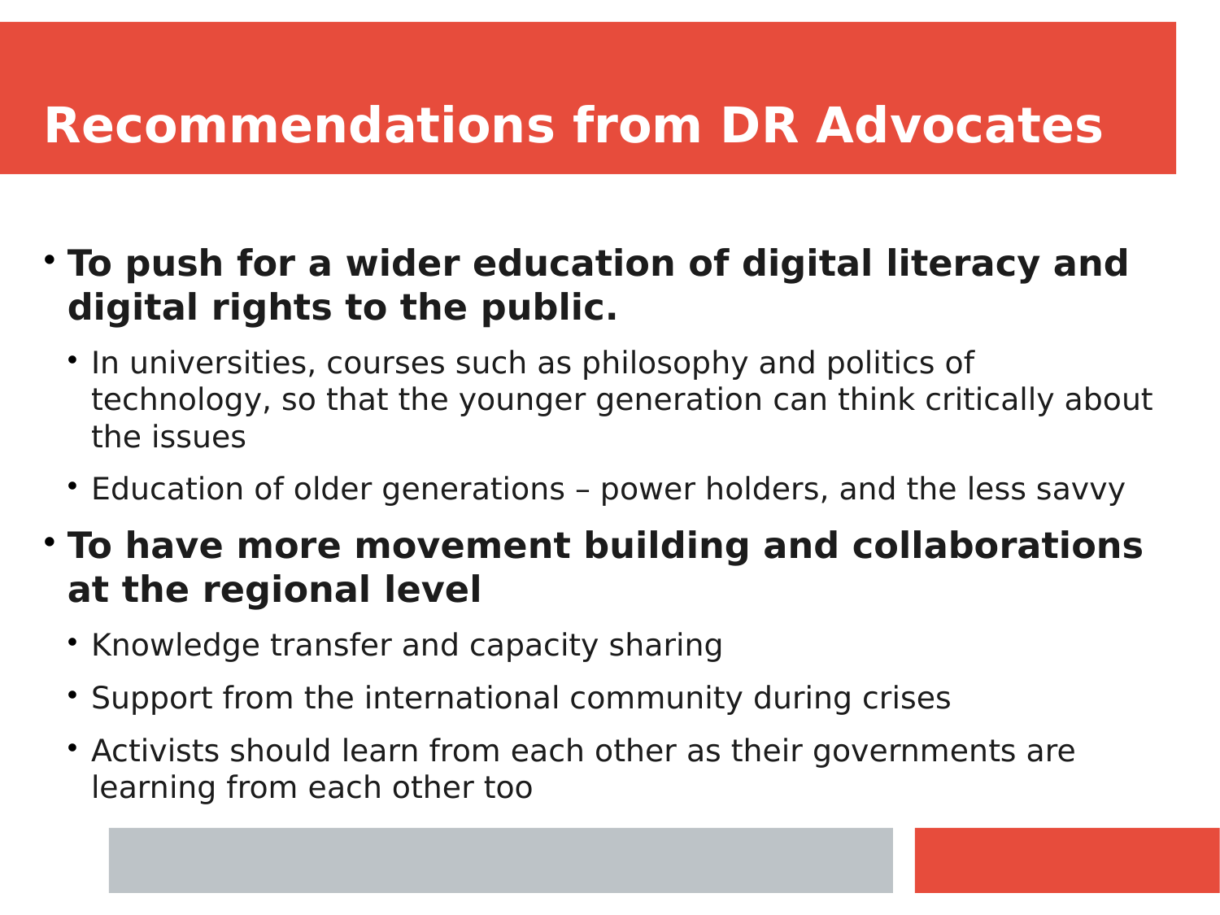# Recommendations from DR Advocates

- **To push for a wider education of digital literacy and digital rights to the public.**
  - In universities, courses such as philosophy and politics of technology, so that the younger generation can think critically about the issues
  - Education of older generations – power holders, and the less savvy
- **To have more movement building and collaborations at the regional level**
  - Knowledge transfer and capacity sharing
  - Support from the international community during crises
  - Activists should learn from each other as their governments are learning from each other too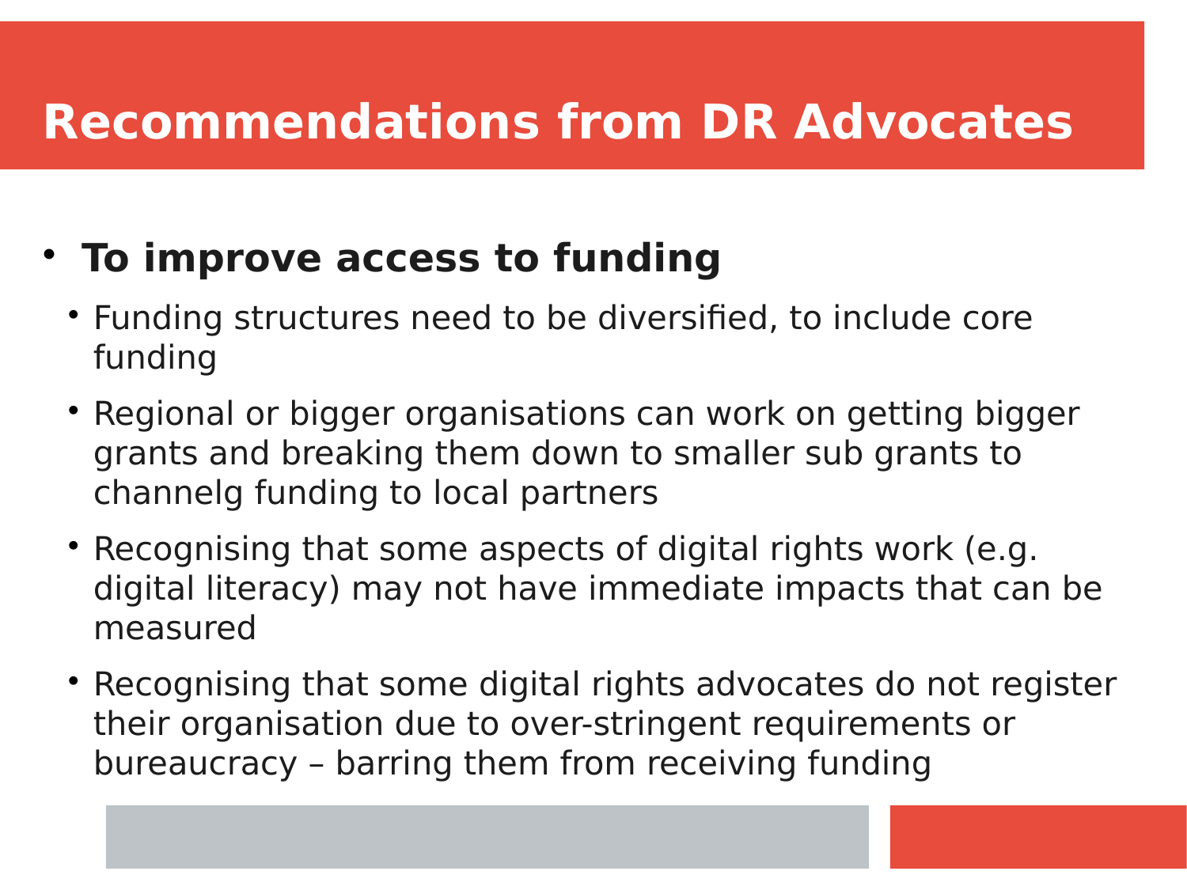# Recommendations from DR Advocates

- **To improve access to funding**
  - Funding structures need to be diversified, to include core funding
  - Regional or bigger organisations can work on getting bigger grants and breaking them down to smaller sub grants to channelg funding to local partners
  - Recognising that some aspects of digital rights work (e.g. digital literacy) may not have immediate impacts that can be measured
  - Recognising that some digital rights advocates do not register their organisation due to over-stringent requirements or bureaucracy – barring them from receiving funding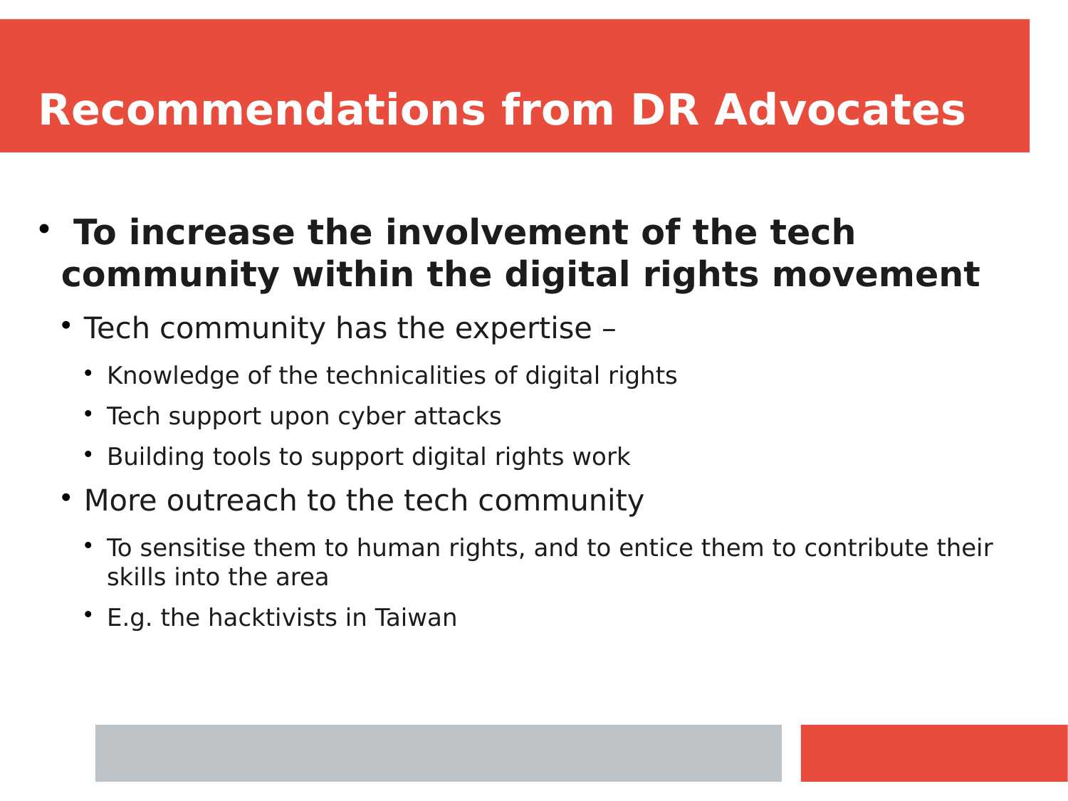# Recommendations from DR Advocates

- **To increase the involvement of the tech community within the digital rights movement**
  - Tech community has the expertise –
    - Knowledge of the technicalities of digital rights
    - Tech support upon cyber attacks
    - Building tools to support digital rights work
  - More outreach to the tech community
    - To sensitise them to human rights, and to entice them to contribute their skills into the area
    - E.g. the hacktivists in Taiwan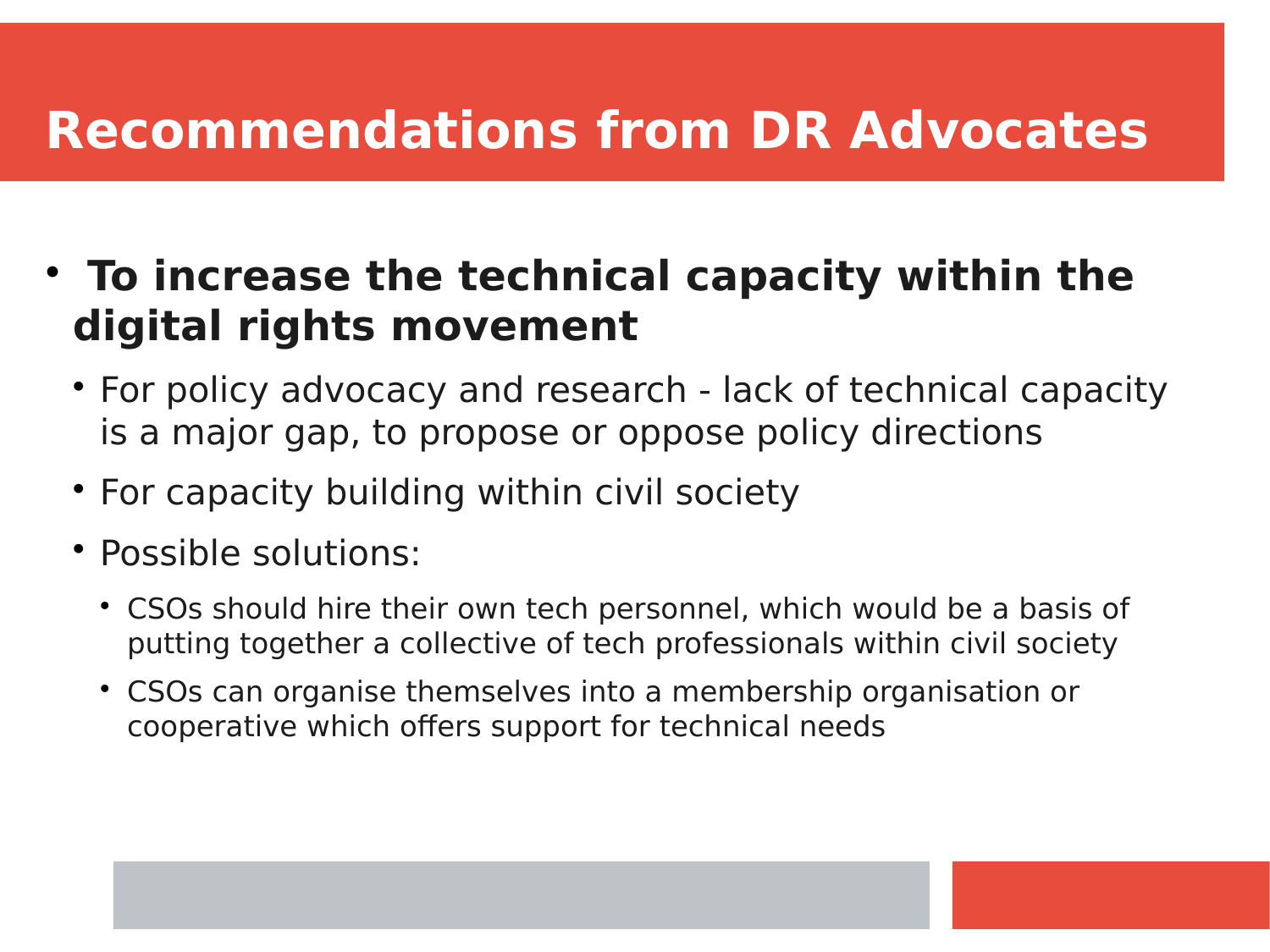# Recommendations from DR Advocates

- **To increase the technical capacity within the digital rights movement**
  - For policy advocacy and research - lack of technical capacity is a major gap, to propose or oppose policy directions
  - For capacity building within civil society
  - Possible solutions:
    - CSOs should hire their own tech personnel, which would be a basis of putting together a collective of tech professionals within civil society
    - CSOs can organise themselves into a membership organisation or cooperative which offers support for technical needs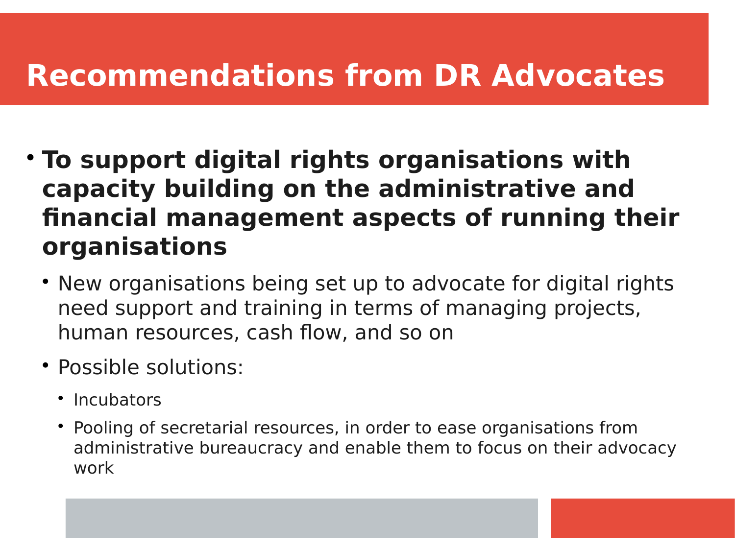# Recommendations from DR Advocates

- **To support digital rights organisations with capacity building on the administrative and financial management aspects of running their organisations**
  - New organisations being set up to advocate for digital rights need support and training in terms of managing projects, human resources, cash flow, and so on
  - Possible solutions:
    - Incubators
    - Pooling of secretarial resources, in order to ease organisations from administrative bureaucracy and enable them to focus on their advocacy work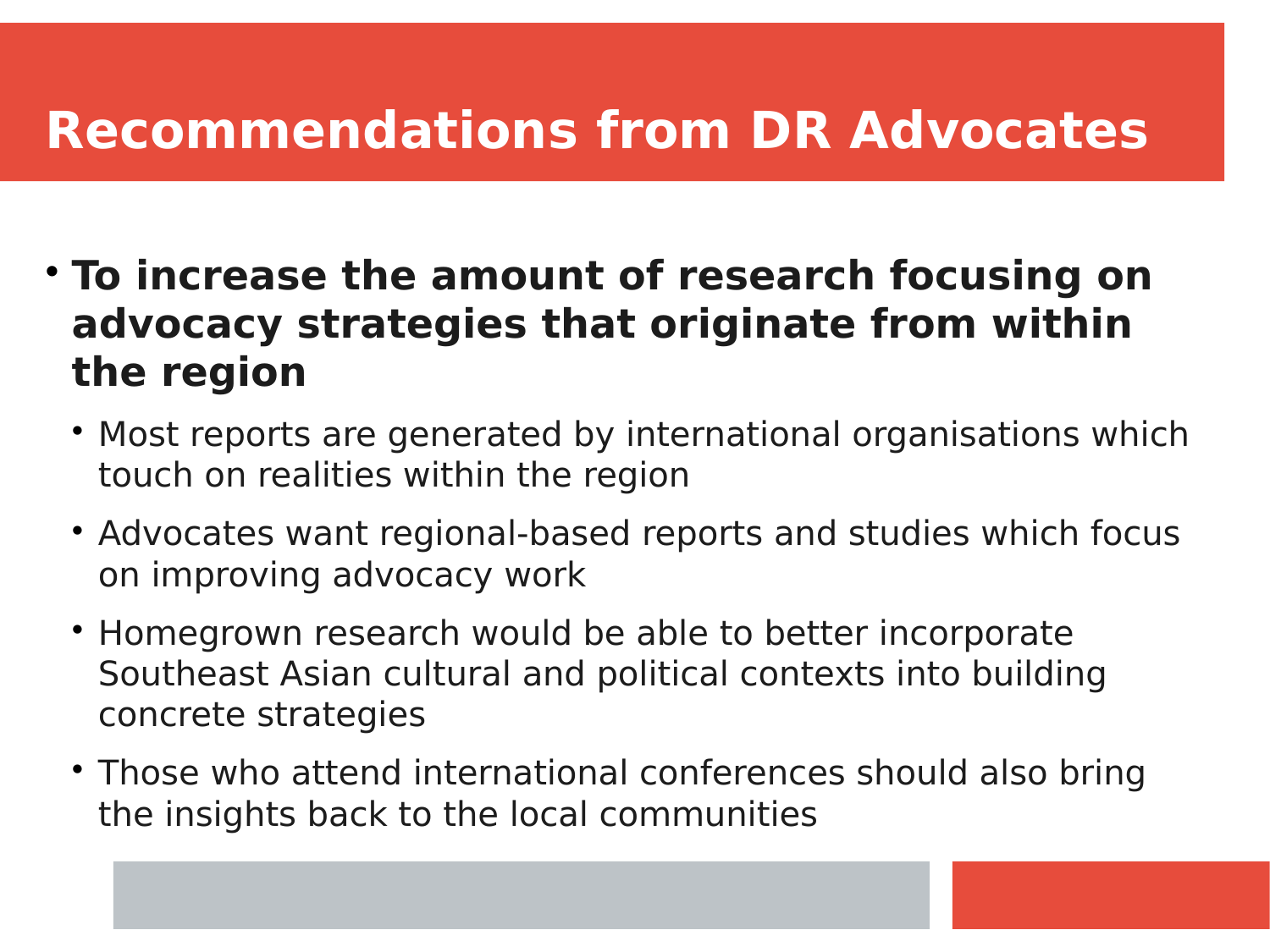# Recommendations from DR Advocates

- **To increase the amount of research focusing on advocacy strategies that originate from within the region**
  - Most reports are generated by international organisations which touch on realities within the region
  - Advocates want regional-based reports and studies which focus on improving advocacy work
  - Homegrown research would be able to better incorporate Southeast Asian cultural and political contexts into building concrete strategies
  - Those who attend international conferences should also bring the insights back to the local communities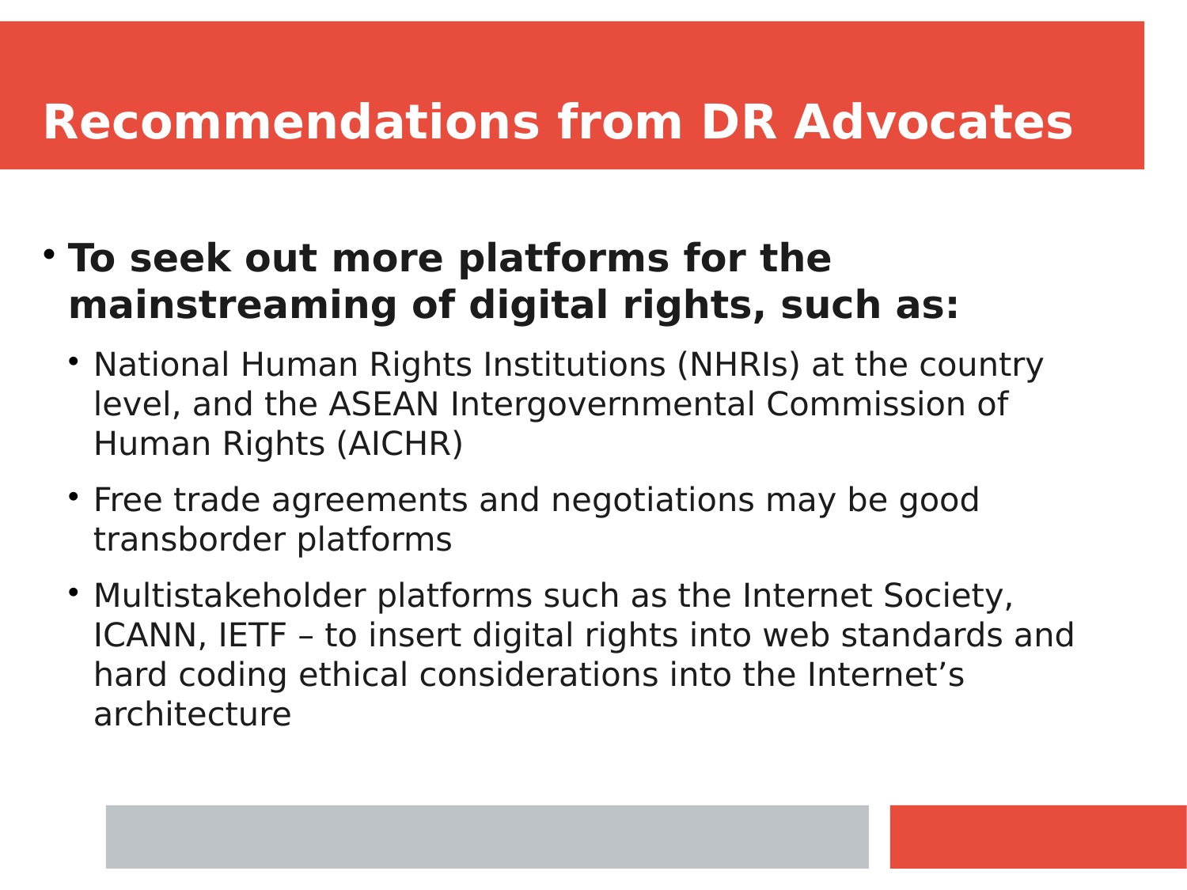# Recommendations from DR Advocates

- **To seek out more platforms for the mainstreaming of digital rights, such as:**
  - National Human Rights Institutions (NHRIs) at the country level, and the ASEAN Intergovernmental Commission of Human Rights (AICHR)
  - Free trade agreements and negotiations may be good transborder platforms
  - Multistakeholder platforms such as the Internet Society, ICANN, IETF – to insert digital rights into web standards and hard coding ethical considerations into the Internet's architecture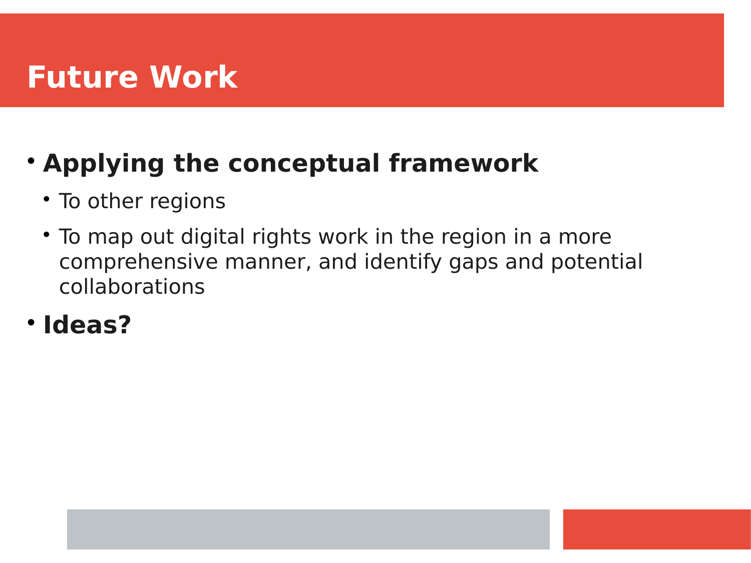# Future Work

- **Applying the conceptual framework**
  - To other regions
  - To map out digital rights work in the region in a more comprehensive manner, and identify gaps and potential collaborations
- **Ideas?**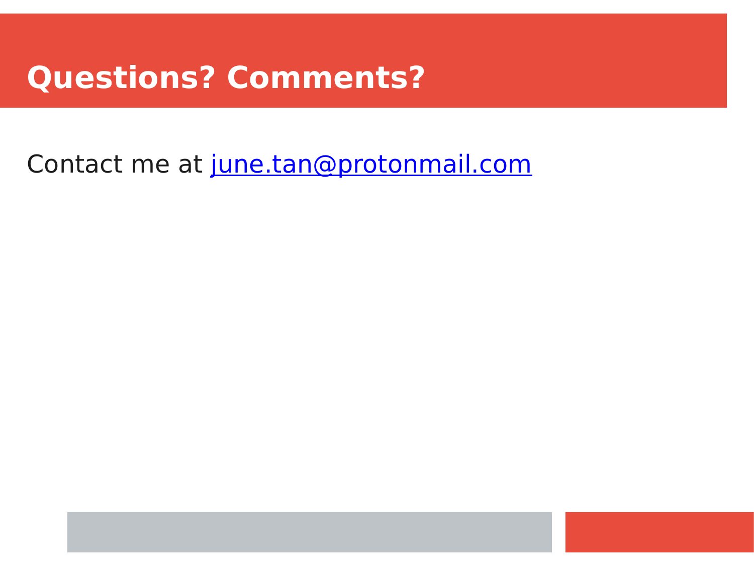# Questions? Comments?

Contact me at [june.tan@protonmail.com](mailto:june.tan@protonmail.com)